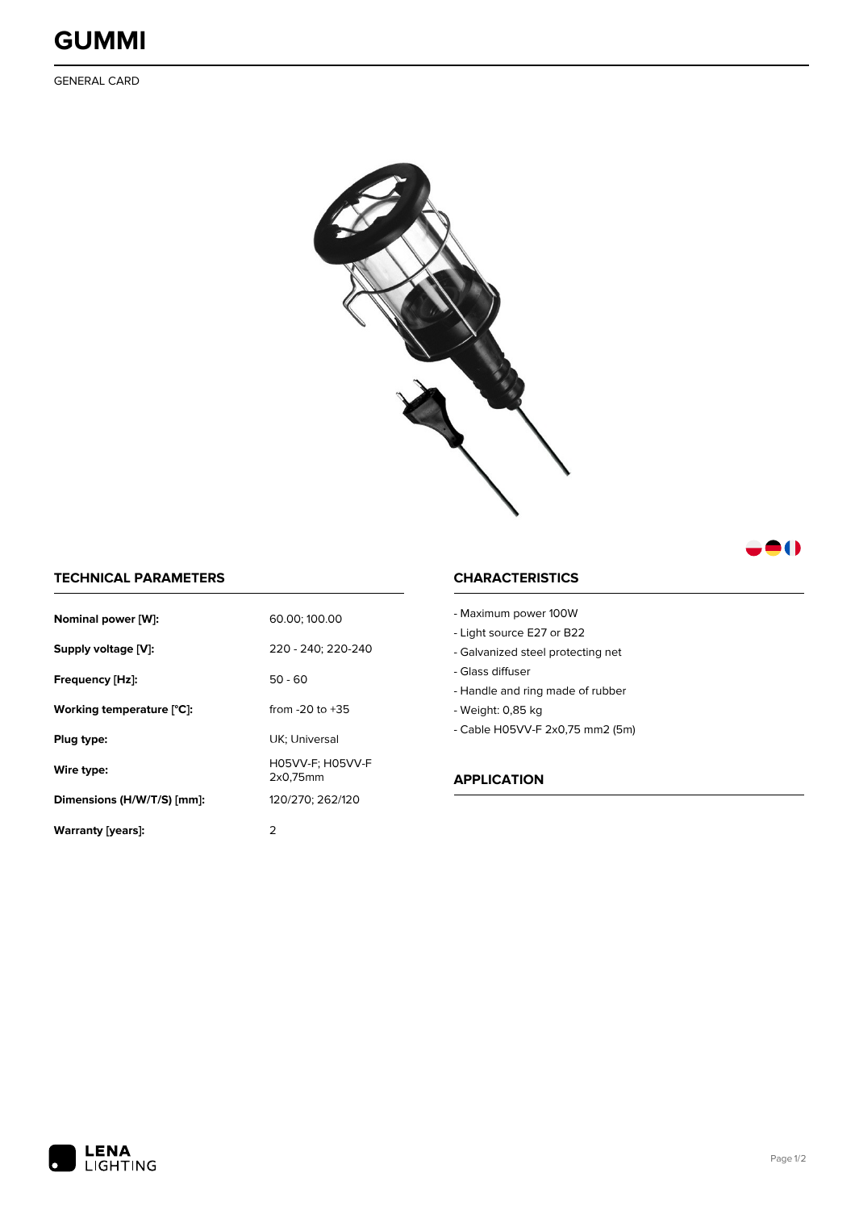# GUMMI

GENERAL CARD

## TECHNICAL PARAMETERS

| | |
|---|---|
| **Nominal power [W]:** | 60.00; 100.00 |
| **Supply voltage [V]:** | 220 - 240; 220-240 |
| **Frequency [Hz]:** | 50 - 60 |
| **Working temperature [°C]:** | from -20 to +35 |
| **Plug type:** | UK; Universal |
| **Wire type:** | H05VV-F; H05VV-F 2x0,75mm |
| **Dimensions (H/W/T/S) [mm]:** | 120/270; 262/120 |
| **Warranty [years]:** | 2 |

## CHARACTERISTICS

- Maximum power 100W
- Light source E27 or B22
- Galvanized steel protecting net
- Glass diffuser
- Handle and ring made of rubber
- Weight: 0,85 kg
- Cable H05VV-F 2x0,75 mm2 (5m)

## APPLICATION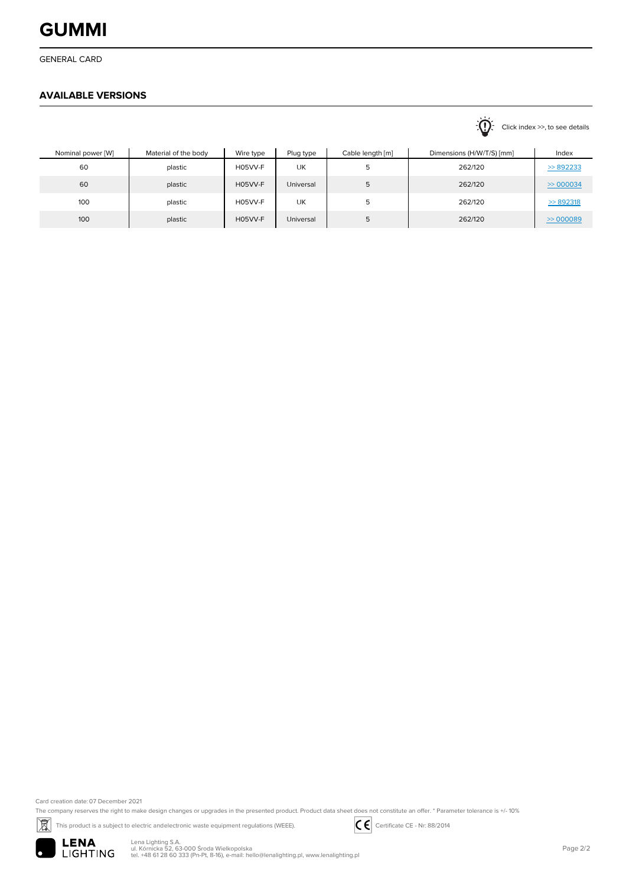# GUMMI

GENERAL CARD

## AVAILABLE VERSIONS

Click index >>, to see details

| Nominal power [W] | Material of the body | Wire type | Plug type | Cable length [m] | Dimensions (H/W/T/S) [mm] | Index |
|---|---|---|---|---|---|---|
| 60 | plastic | H05VV-F | UK | 5 | 262/120 | >> 892233 |
| 60 | plastic | H05VV-F | Universal | 5 | 262/120 | >> 000034 |
| 100 | plastic | H05VV-F | UK | 5 | 262/120 | >> 892318 |
| 100 | plastic | H05VV-F | Universal | 5 | 262/120 | >> 000089 |

Card creation date: 07 December 2021

The company reserves the right to make design changes or upgrades in the presented product. Product data sheet does not constitute an offer. * Parameter tolerance is +/- 10%

This product is a subject to electric andelectronic waste equipment regulations (WEEE).

Certificate CE - Nr: 88/2014

LENA LIGHTING

Lena Lighting S.A.
ul. Kórnicka 52, 63-000 Środa Wielkopolska
tel. +48 61 28 60 333 (Pn-Pt, 8-16), e-mail: hello@lenalighting.pl, www.lenalighting.pl